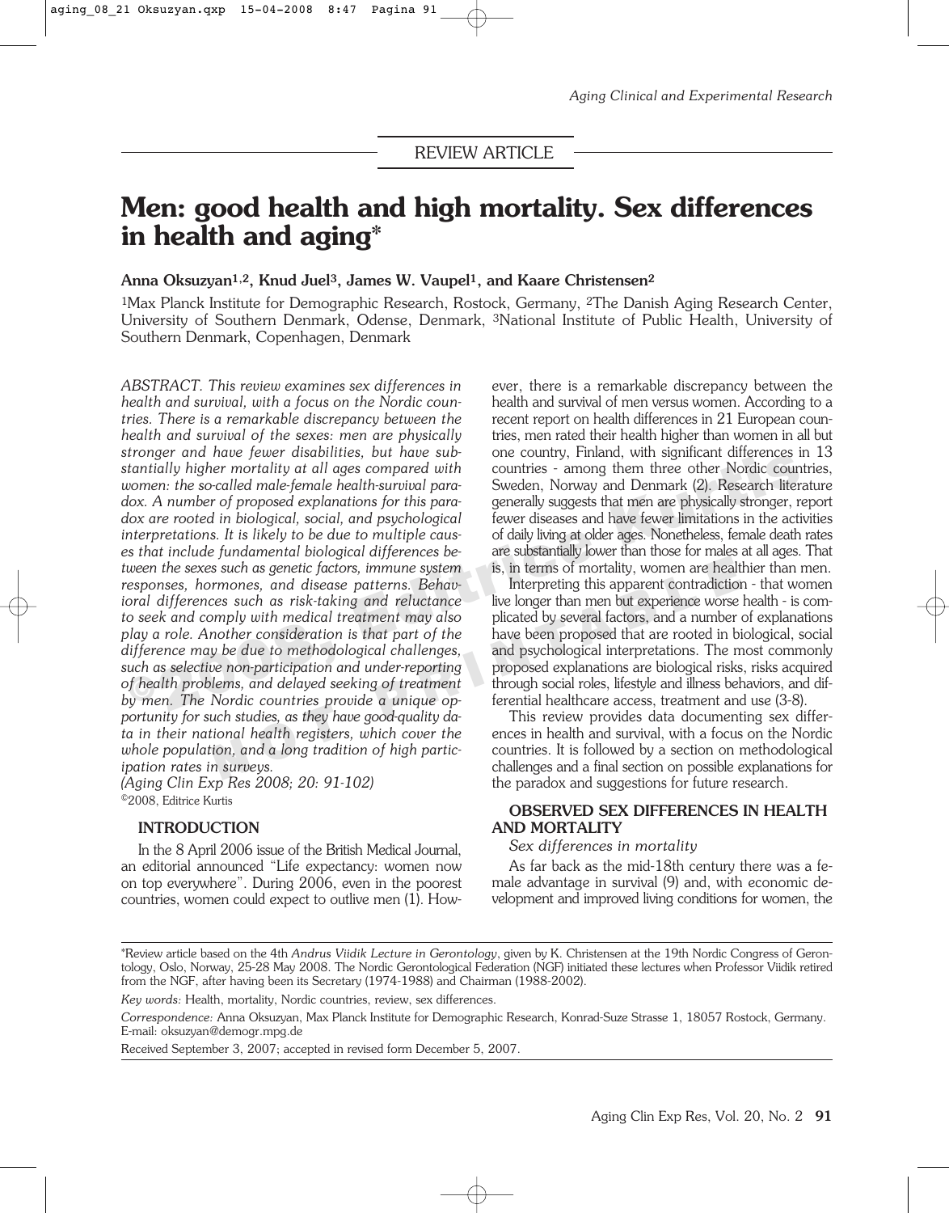REVIEW ARTICLE

# Men: good health and high mortality. Sex differences in health and aging*

**Anna Oksuzyan[1,2], Knud Juel[3], James W. Vaupel[1], and Kaare Christensen[2]**

[1]Max Planck Institute for Demographic Research, Rostock, Germany, [2]The Danish Aging Research Center, University of Southern Denmark, Odense, Denmark, [3]National Institute of Public Health, University of Southern Denmark, Copenhagen, Denmark

*ABSTRACT. This review examines sex differences in health and survival, with a focus on the Nordic countries. There is a remarkable discrepancy between the health and survival of the sexes: men are physically stronger and have fewer disabilities, but have substantially higher mortality at all ages compared with women: the so-called male-female health-survival paradox. A number of proposed explanations for this paradox are rooted in biological, social, and psychological interpretations. It is likely to be due to multiple causes that include fundamental biological differences between the sexes such as genetic factors, immune system responses, hormones, and disease patterns. Behavioral differences such as risk-taking and reluctance to seek and comply with medical treatment may also play a role. Another consideration is that part of the difference may be due to methodological challenges, such as selective non-participation and under-reporting of health problems, and delayed seeking of treatment by men. The Nordic countries provide a unique opportunity for such studies, as they have good-quality data in their national health registers, which cover the whole population, and a long tradition of high participation rates in surveys.*
*(Aging Clin Exp Res 2008; 20: 91-102)*
©2008, Editrice Kurtis

## INTRODUCTION

In the 8 April 2006 issue of the British Medical Journal, an editorial announced "Life expectancy: women now on top everywhere". During 2006, even in the poorest countries, women could expect to outlive men (1). However, there is a remarkable discrepancy between the health and survival of men versus women. According to a recent report on health differences in 21 European countries, men rated their health higher than women in all but one country, Finland, with significant differences in 13 countries - among them three other Nordic countries, Sweden, Norway and Denmark (2). Research literature generally suggests that men are physically stronger, report fewer diseases and have fewer limitations in the activities of daily living at older ages. Nonetheless, female death rates are substantially lower than those for males at all ages. That is, in terms of mortality, women are healthier than men.

Interpreting this apparent contradiction - that women live longer than men but experience worse health - is complicated by several factors, and a number of explanations have been proposed that are rooted in biological, social and psychological interpretations. The most commonly proposed explanations are biological risks, risks acquired through social roles, lifestyle and illness behaviors, and differential healthcare access, treatment and use (3-8).

This review provides data documenting sex differences in health and survival, with a focus on the Nordic countries. It is followed by a section on methodological challenges and a final section on possible explanations for the paradox and suggestions for future research.

## OBSERVED SEX DIFFERENCES IN HEALTH AND MORTALITY

### *Sex differences in mortality*

As far back as the mid-18th century there was a female advantage in survival (9) and, with economic development and improved living conditions for women, the

---

*Review article based on the 4th *Andrus Viidik Lecture in Gerontology*, given by K. Christensen at the 19th Nordic Congress of Gerontology, Oslo, Norway, 25-28 May 2008. The Nordic Gerontological Federation (NGF) initiated these lectures when Professor Viidik retired from the NGF, after having been its Secretary (1974-1988) and Chairman (1988-2002).

*Key words:* Health, mortality, Nordic countries, review, sex differences.

*Correspondence:* Anna Oksuzyan, Max Planck Institute for Demographic Research, Konrad-Suze Strasse 1, 18057 Rostock, Germany. E-mail: oksuzyan@demogr.mpg.de

Received September 3, 2007; accepted in revised form December 5, 2007.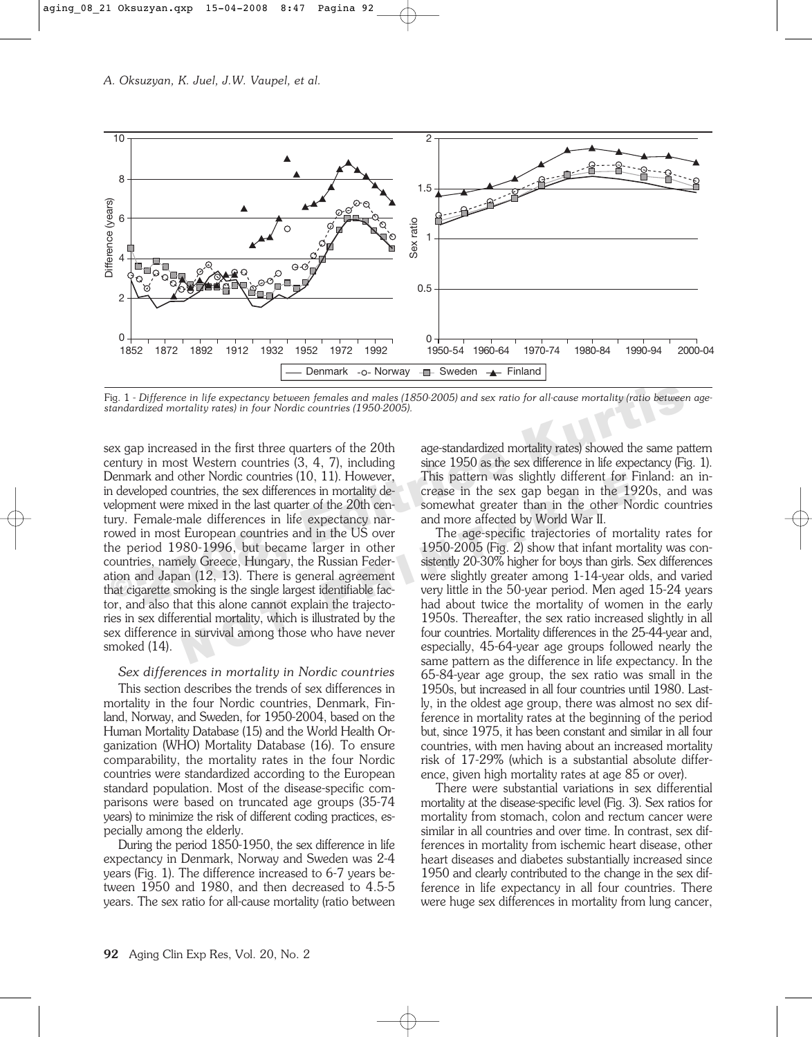Fig. 1 - *Difference in life expectancy between females and males (1850-2005) and sex ratio for all-cause mortality (ratio between age-standardized mortality rates) in four Nordic countries (1950-2005).*

sex gap increased in the first three quarters of the 20th century in most Western countries (3, 4, 7), including Denmark and other Nordic countries (10, 11). However, in developed countries, the sex differences in mortality development were mixed in the last quarter of the 20th century. Female-male differences in life expectancy narrowed in most European countries and in the US over the period 1980-1996, but became larger in other countries, namely Greece, Hungary, the Russian Federation and Japan (12, 13). There is general agreement that cigarette smoking is the single largest identifiable factor, and also that this alone cannot explain the trajectories in sex differential mortality, which is illustrated by the sex difference in survival among those who have never smoked (14).

*Sex differences in mortality in Nordic countries*

This section describes the trends of sex differences in mortality in the four Nordic countries, Denmark, Finland, Norway, and Sweden, for 1950-2004, based on the Human Mortality Database (15) and the World Health Organization (WHO) Mortality Database (16). To ensure comparability, the mortality rates in the four Nordic countries were standardized according to the European standard population. Most of the disease-specific comparisons were based on truncated age groups (35-74 years) to minimize the risk of different coding practices, especially among the elderly.

During the period 1850-1950, the sex difference in life expectancy in Denmark, Norway and Sweden was 2-4 years (Fig. 1). The difference increased to 6-7 years between 1950 and 1980, and then decreased to 4.5-5 years. The sex ratio for all-cause mortality (ratio between age-standardized mortality rates) showed the same pattern since 1950 as the sex difference in life expectancy (Fig. 1). This pattern was slightly different for Finland: an increase in the sex gap began in the 1920s, and was somewhat greater than in the other Nordic countries and more affected by World War II.

The age-specific trajectories of mortality rates for 1950-2005 (Fig. 2) show that infant mortality was consistently 20-30% higher for boys than girls. Sex differences were slightly greater among 1-14-year olds, and varied very little in the 50-year period. Men aged 15-24 years had about twice the mortality of women in the early 1950s. Thereafter, the sex ratio increased slightly in all four countries. Mortality differences in the 25-44-year and, especially, 45-64-year age groups followed nearly the same pattern as the difference in life expectancy. In the 65-84-year age group, the sex ratio was small in the 1950s, but increased in all four countries until 1980. Lastly, in the oldest age group, there was almost no sex difference in mortality rates at the beginning of the period but, since 1975, it has been constant and similar in all four countries, with men having about an increased mortality risk of 17-29% (which is a substantial absolute difference, given high mortality rates at age 85 or over).

There were substantial variations in sex differential mortality at the disease-specific level (Fig. 3). Sex ratios for mortality from stomach, colon and rectum cancer were similar in all countries and over time. In contrast, sex differences in mortality from ischemic heart disease, other heart diseases and diabetes substantially increased since 1950 and clearly contributed to the change in the sex difference in life expectancy in all four countries. There were huge sex differences in mortality from lung cancer,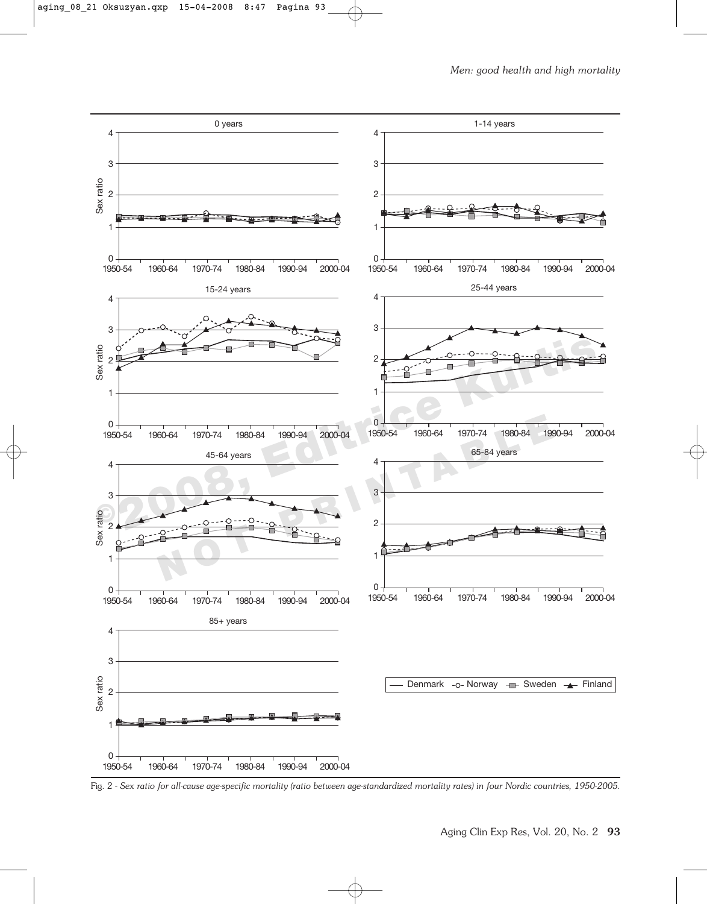Fig. 2 - *Sex ratio for all-cause age-specific mortality (ratio between age-standardized mortality rates) in four Nordic countries, 1950-2005.*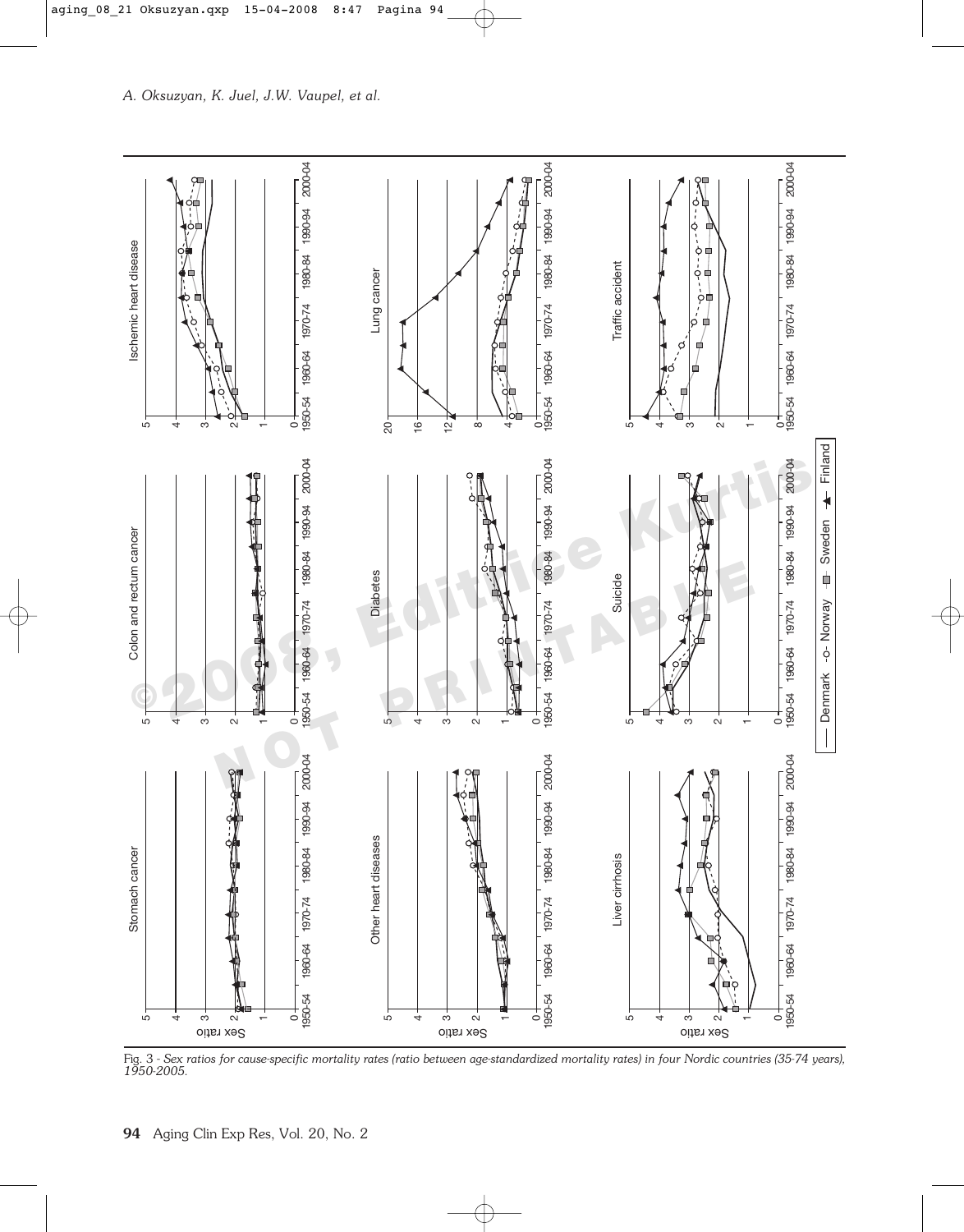Fig. 3 - *Sex ratios for cause-specific mortality rates (ratio between age-standardized mortality rates) in four Nordic countries (35-74 years), 1950-2005.*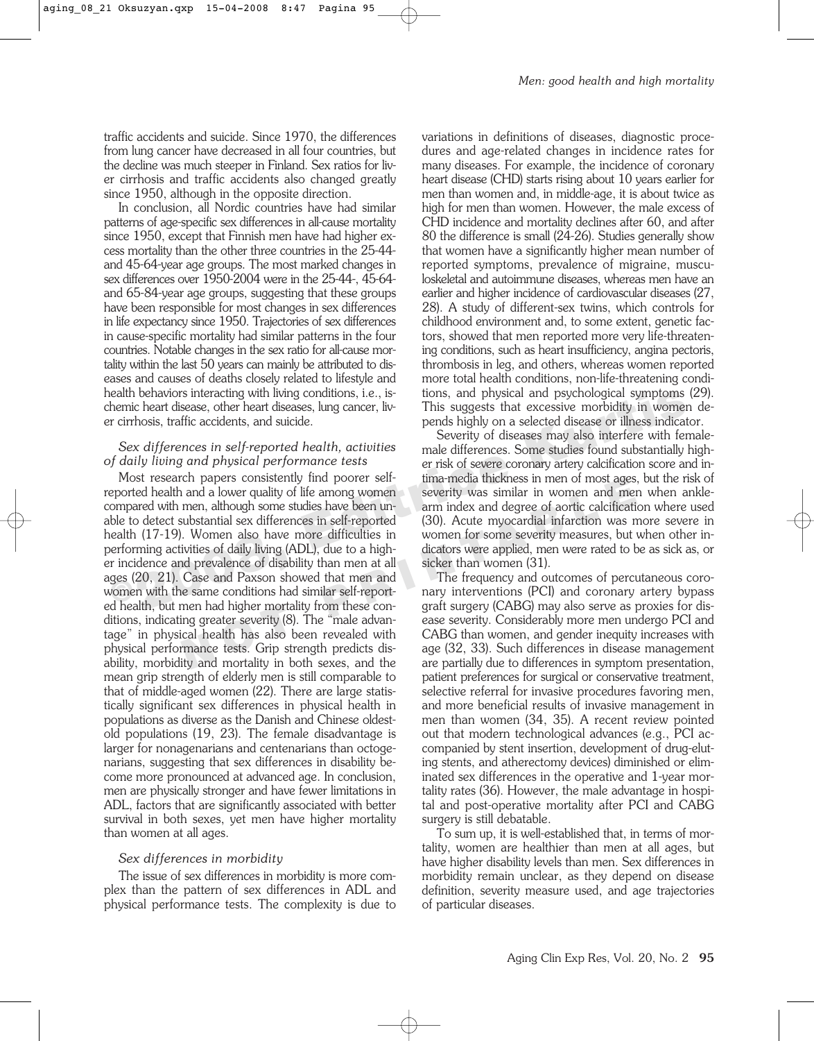traffic accidents and suicide. Since 1970, the differences from lung cancer have decreased in all four countries, but the decline was much steeper in Finland. Sex ratios for liver cirrhosis and traffic accidents also changed greatly since 1950, although in the opposite direction.

In conclusion, all Nordic countries have had similar patterns of age-specific sex differences in all-cause mortality since 1950, except that Finnish men have had higher excess mortality than the other three countries in the 25-44- and 45-64-year age groups. The most marked changes in sex differences over 1950-2004 were in the 25-44-, 45-64- and 65-84-year age groups, suggesting that these groups have been responsible for most changes in sex differences in life expectancy since 1950. Trajectories of sex differences in cause-specific mortality had similar patterns in the four countries. Notable changes in the sex ratio for all-cause mortality within the last 50 years can mainly be attributed to diseases and causes of deaths closely related to lifestyle and health behaviors interacting with living conditions, i.e., ischemic heart disease, other heart diseases, lung cancer, liver cirrhosis, traffic accidents, and suicide.

### *Sex differences in self-reported health, activities of daily living and physical performance tests*

Most research papers consistently find poorer self-reported health and a lower quality of life among women compared with men, although some studies have been unable to detect substantial sex differences in self-reported health (17-19). Women also have more difficulties in performing activities of daily living (ADL), due to a higher incidence and prevalence of disability than men at all ages (20, 21). Case and Paxson showed that men and women with the same conditions had similar self-reported health, but men had higher mortality from these conditions, indicating greater severity (8). The "male advantage" in physical health has also been revealed with physical performance tests. Grip strength predicts disability, morbidity and mortality in both sexes, and the mean grip strength of elderly men is still comparable to that of middle-aged women (22). There are large statistically significant sex differences in physical health in populations as diverse as the Danish and Chinese oldest-old populations (19, 23). The female disadvantage is larger for nonagenarians and centenarians than octogenarians, suggesting that sex differences in disability become more pronounced at advanced age. In conclusion, men are physically stronger and have fewer limitations in ADL, factors that are significantly associated with better survival in both sexes, yet men have higher mortality than women at all ages.

### *Sex differences in morbidity*

The issue of sex differences in morbidity is more complex than the pattern of sex differences in ADL and physical performance tests. The complexity is due to variations in definitions of diseases, diagnostic procedures and age-related changes in incidence rates for many diseases. For example, the incidence of coronary heart disease (CHD) starts rising about 10 years earlier for men than women and, in middle-age, it is about twice as high for men than women. However, the male excess of CHD incidence and mortality declines after 60, and after 80 the difference is small (24-26). Studies generally show that women have a significantly higher mean number of reported symptoms, prevalence of migraine, musculoskeletal and autoimmune diseases, whereas men have an earlier and higher incidence of cardiovascular diseases (27, 28). A study of different-sex twins, which controls for childhood environment and, to some extent, genetic factors, showed that men reported more very life-threatening conditions, such as heart insufficiency, angina pectoris, thrombosis in leg, and others, whereas women reported more total health conditions, non-life-threatening conditions, and physical and psychological symptoms (29). This suggests that excessive morbidity in women depends highly on a selected disease or illness indicator.

Severity of diseases may also interfere with female-male differences. Some studies found substantially higher risk of severe coronary artery calcification score and intima-media thickness in men of most ages, but the risk of severity was similar in women and men when ankle-arm index and degree of aortic calcification where used (30). Acute myocardial infarction was more severe in women for some severity measures, but when other indicators were applied, men were rated to be as sick as, or sicker than women (31).

The frequency and outcomes of percutaneous coronary interventions (PCI) and coronary artery bypass graft surgery (CABG) may also serve as proxies for disease severity. Considerably more men undergo PCI and CABG than women, and gender inequity increases with age (32, 33). Such differences in disease management are partially due to differences in symptom presentation, patient preferences for surgical or conservative treatment, selective referral for invasive procedures favoring men, and more beneficial results of invasive management in men than women (34, 35). A recent review pointed out that modern technological advances (e.g., PCI accompanied by stent insertion, development of drug-eluting stents, and atherectomy devices) diminished or eliminated sex differences in the operative and 1-year mortality rates (36). However, the male advantage in hospital and post-operative mortality after PCI and CABG surgery is still debatable.

To sum up, it is well-established that, in terms of mortality, women are healthier than men at all ages, but have higher disability levels than men. Sex differences in morbidity remain unclear, as they depend on disease definition, severity measure used, and age trajectories of particular diseases.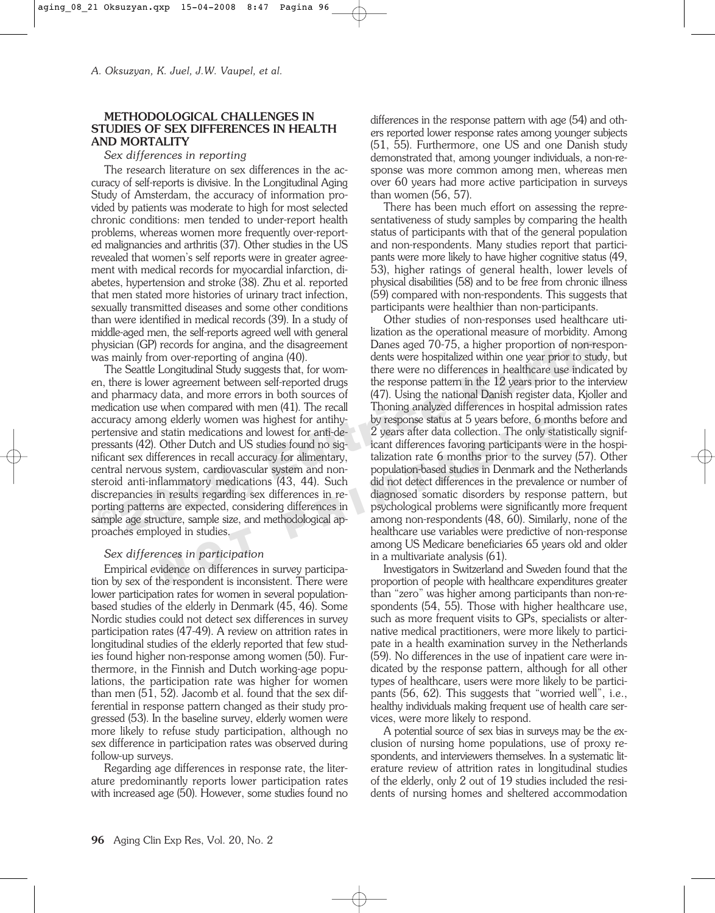## METHODOLOGICAL CHALLENGES IN STUDIES OF SEX DIFFERENCES IN HEALTH AND MORTALITY

### *Sex differences in reporting*

The research literature on sex differences in the accuracy of self-reports is divisive. In the Longitudinal Aging Study of Amsterdam, the accuracy of information provided by patients was moderate to high for most selected chronic conditions: men tended to under-report health problems, whereas women more frequently over-reported malignancies and arthritis (37). Other studies in the US revealed that women's self reports were in greater agreement with medical records for myocardial infarction, diabetes, hypertension and stroke (38). Zhu et al. reported that men stated more histories of urinary tract infection, sexually transmitted diseases and some other conditions than were identified in medical records (39). In a study of middle-aged men, the self-reports agreed well with general physician (GP) records for angina, and the disagreement was mainly from over-reporting of angina (40).

The Seattle Longitudinal Study suggests that, for women, there is lower agreement between self-reported drugs and pharmacy data, and more errors in both sources of medication use when compared with men (41). The recall accuracy among elderly women was highest for antihypertensive and statin medications and lowest for anti-depressants (42). Other Dutch and US studies found no significant sex differences in recall accuracy for alimentary, central nervous system, cardiovascular system and non-steroid anti-inflammatory medications (43, 44). Such discrepancies in results regarding sex differences in reporting patterns are expected, considering differences in sample age structure, sample size, and methodological approaches employed in studies.

### *Sex differences in participation*

Empirical evidence on differences in survey participation by sex of the respondent is inconsistent. There were lower participation rates for women in several population-based studies of the elderly in Denmark (45, 46). Some Nordic studies could not detect sex differences in survey participation rates (47-49). A review on attrition rates in longitudinal studies of the elderly reported that few studies found higher non-response among women (50). Furthermore, in the Finnish and Dutch working-age populations, the participation rate was higher for women than men (51, 52). Jacomb et al. found that the sex differential in response pattern changed as their study progressed (53). In the baseline survey, elderly women were more likely to refuse study participation, although no sex difference in participation rates was observed during follow-up surveys.

Regarding age differences in response rate, the literature predominantly reports lower participation rates with increased age (50). However, some studies found no differences in the response pattern with age (54) and others reported lower response rates among younger subjects (51, 55). Furthermore, one US and one Danish study demonstrated that, among younger individuals, a non-response was more common among men, whereas men over 60 years had more active participation in surveys than women (56, 57).

There has been much effort on assessing the representativeness of study samples by comparing the health status of participants with that of the general population and non-respondents. Many studies report that participants were more likely to have higher cognitive status (49, 53), higher ratings of general health, lower levels of physical disabilities (58) and to be free from chronic illness (59) compared with non-respondents. This suggests that participants were healthier than non-participants.

Other studies of non-responses used healthcare utilization as the operational measure of morbidity. Among Danes aged 70-75, a higher proportion of non-respondents were hospitalized within one year prior to study, but there were no differences in healthcare use indicated by the response pattern in the 12 years prior to the interview (47). Using the national Danish register data, Kjoller and Thoning analyzed differences in hospital admission rates by response status at 5 years before, 6 months before and 2 years after data collection. The only statistically significant differences favoring participants were in the hospitalization rate 6 months prior to the survey (57). Other population-based studies in Denmark and the Netherlands did not detect differences in the prevalence or number of diagnosed somatic disorders by response pattern, but psychological problems were significantly more frequent among non-respondents (48, 60). Similarly, none of the healthcare use variables were predictive of non-response among US Medicare beneficiaries 65 years old and older in a multivariate analysis (61).

Investigators in Switzerland and Sweden found that the proportion of people with healthcare expenditures greater than "zero" was higher among participants than non-respondents (54, 55). Those with higher healthcare use, such as more frequent visits to GPs, specialists or alternative medical practitioners, were more likely to participate in a health examination survey in the Netherlands (59). No differences in the use of inpatient care were indicated by the response pattern, although for all other types of healthcare, users were more likely to be participants (56, 62). This suggests that "worried well", i.e., healthy individuals making frequent use of health care services, were more likely to respond.

A potential source of sex bias in surveys may be the exclusion of nursing home populations, use of proxy respondents, and interviewers themselves. In a systematic literature review of attrition rates in longitudinal studies of the elderly, only 2 out of 19 studies included the residents of nursing homes and sheltered accommodation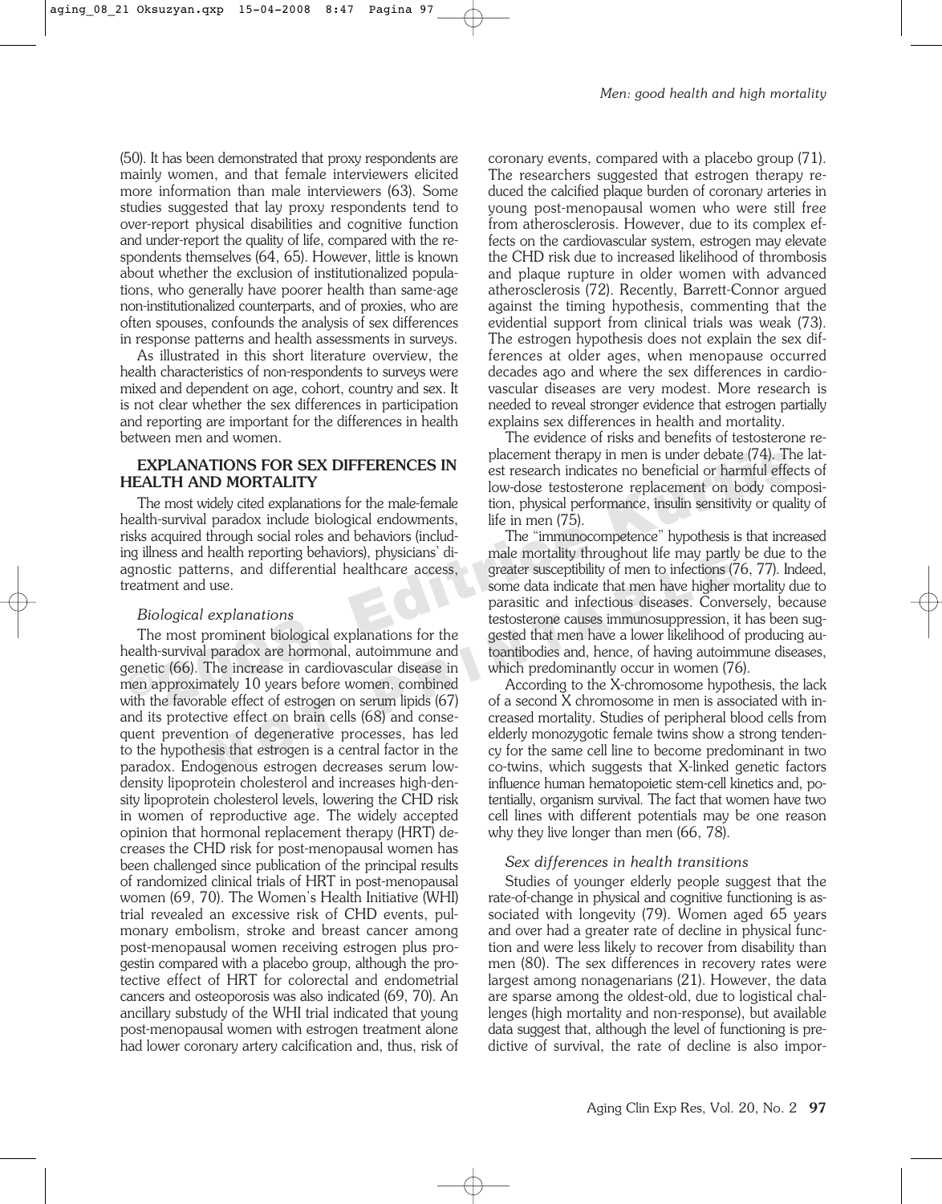(50). It has been demonstrated that proxy respondents are mainly women, and that female interviewers elicited more information than male interviewers (63). Some studies suggested that lay proxy respondents tend to over-report physical disabilities and cognitive function and under-report the quality of life, compared with the respondents themselves (64, 65). However, little is known about whether the exclusion of institutionalized populations, who generally have poorer health than same-age non-institutionalized counterparts, and of proxies, who are often spouses, confounds the analysis of sex differences in response patterns and health assessments in surveys.

As illustrated in this short literature overview, the health characteristics of non-respondents to surveys were mixed and dependent on age, cohort, country and sex. It is not clear whether the sex differences in participation and reporting are important for the differences in health between men and women.

## EXPLANATIONS FOR SEX DIFFERENCES IN HEALTH AND MORTALITY

The most widely cited explanations for the male-female health-survival paradox include biological endowments, risks acquired through social roles and behaviors (including illness and health reporting behaviors), physicians' diagnostic patterns, and differential healthcare access, treatment and use.

### *Biological explanations*

The most prominent biological explanations for the health-survival paradox are hormonal, autoimmune and genetic (66). The increase in cardiovascular disease in men approximately 10 years before women, combined with the favorable effect of estrogen on serum lipids (67) and its protective effect on brain cells (68) and consequent prevention of degenerative processes, has led to the hypothesis that estrogen is a central factor in the paradox. Endogenous estrogen decreases serum low-density lipoprotein cholesterol and increases high-density lipoprotein cholesterol levels, lowering the CHD risk in women of reproductive age. The widely accepted opinion that hormonal replacement therapy (HRT) decreases the CHD risk for post-menopausal women has been challenged since publication of the principal results of randomized clinical trials of HRT in post-menopausal women (69, 70). The Women's Health Initiative (WHI) trial revealed an excessive risk of CHD events, pulmonary embolism, stroke and breast cancer among post-menopausal women receiving estrogen plus progestin compared with a placebo group, although the protective effect of HRT for colorectal and endometrial cancers and osteoporosis was also indicated (69, 70). An ancillary substudy of the WHI trial indicated that young post-menopausal women with estrogen treatment alone had lower coronary artery calcification and, thus, risk of coronary events, compared with a placebo group (71). The researchers suggested that estrogen therapy reduced the calcified plaque burden of coronary arteries in young post-menopausal women who were still free from atherosclerosis. However, due to its complex effects on the cardiovascular system, estrogen may elevate the CHD risk due to increased likelihood of thrombosis and plaque rupture in older women with advanced atherosclerosis (72). Recently, Barrett-Connor argued against the timing hypothesis, commenting that the evidential support from clinical trials was weak (73). The estrogen hypothesis does not explain the sex differences at older ages, when menopause occurred decades ago and where the sex differences in cardiovascular diseases are very modest. More research is needed to reveal stronger evidence that estrogen partially explains sex differences in health and mortality.

The evidence of risks and benefits of testosterone replacement therapy in men is under debate (74). The latest research indicates no beneficial or harmful effects of low-dose testosterone replacement on body composition, physical performance, insulin sensitivity or quality of life in men (75).

The "immunocompetence" hypothesis is that increased male mortality throughout life may partly be due to the greater susceptibility of men to infections (76, 77). Indeed, some data indicate that men have higher mortality due to parasitic and infectious diseases. Conversely, because testosterone causes immunosuppression, it has been suggested that men have a lower likelihood of producing autoantibodies and, hence, of having autoimmune diseases, which predominantly occur in women (76).

According to the X-chromosome hypothesis, the lack of a second X chromosome in men is associated with increased mortality. Studies of peripheral blood cells from elderly monozygotic female twins show a strong tendency for the same cell line to become predominant in two co-twins, which suggests that X-linked genetic factors influence human hematopoietic stem-cell kinetics and, potentially, organism survival. The fact that women have two cell lines with different potentials may be one reason why they live longer than men (66, 78).

### *Sex differences in health transitions*

Studies of younger elderly people suggest that the rate-of-change in physical and cognitive functioning is associated with longevity (79). Women aged 65 years and over had a greater rate of decline in physical function and were less likely to recover from disability than men (80). The sex differences in recovery rates were largest among nonagenarians (21). However, the data are sparse among the oldest-old, due to logistical challenges (high mortality and non-response), but available data suggest that, although the level of functioning is predictive of survival, the rate of decline is also impor-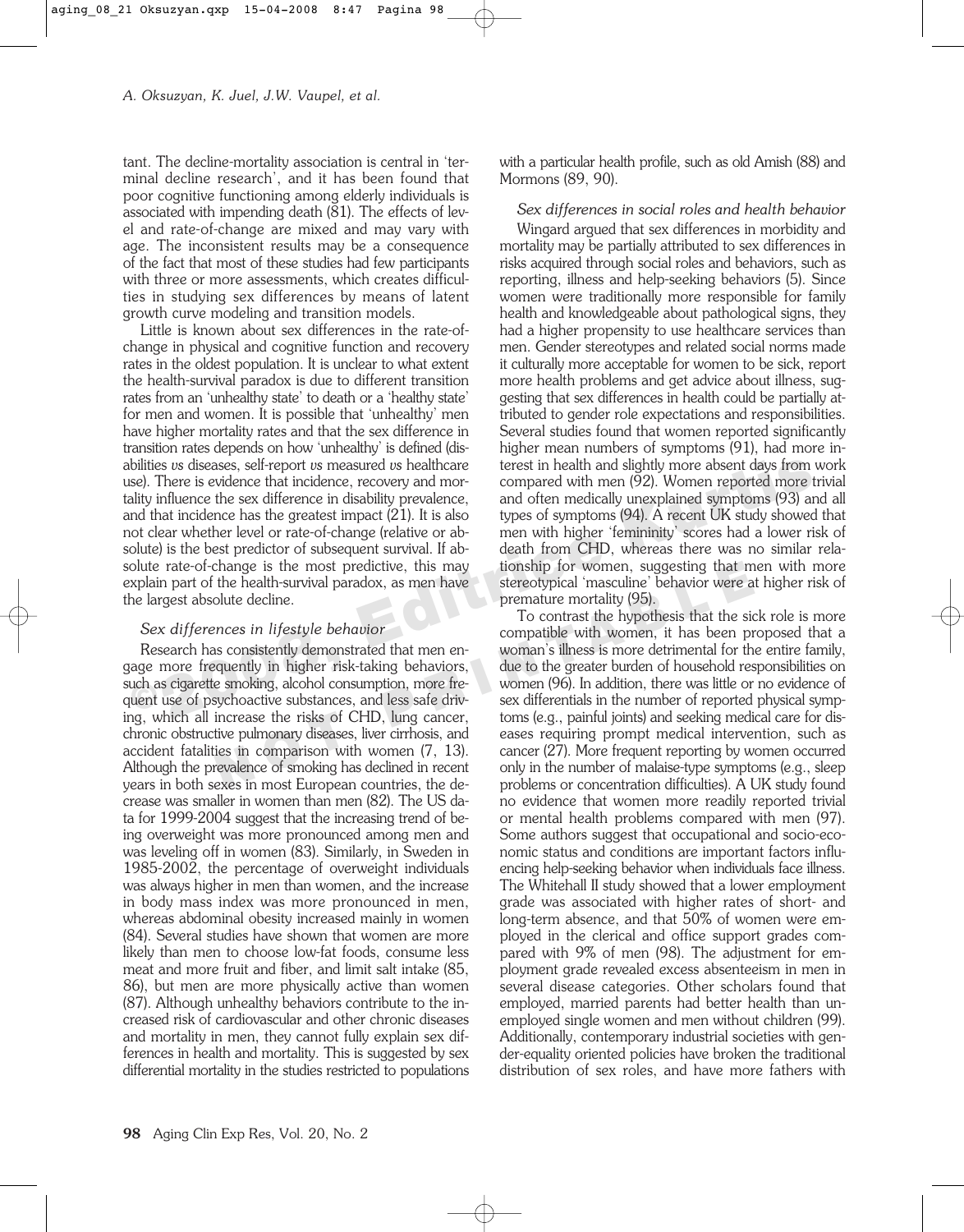tant. The decline-mortality association is central in 'terminal decline research', and it has been found that poor cognitive functioning among elderly individuals is associated with impending death (81). The effects of level and rate-of-change are mixed and may vary with age. The inconsistent results may be a consequence of the fact that most of these studies had few participants with three or more assessments, which creates difficulties in studying sex differences by means of latent growth curve modeling and transition models.

Little is known about sex differences in the rate-of-change in physical and cognitive function and recovery rates in the oldest population. It is unclear to what extent the health-survival paradox is due to different transition rates from an 'unhealthy state' to death or a 'healthy state' for men and women. It is possible that 'unhealthy' men have higher mortality rates and that the sex difference in transition rates depends on how 'unhealthy' is defined (disabilities *vs* diseases, self-report *vs* measured *vs* healthcare use). There is evidence that incidence, recovery and mortality influence the sex difference in disability prevalence, and that incidence has the greatest impact (21). It is also not clear whether level or rate-of-change (relative or absolute) is the best predictor of subsequent survival. If absolute rate-of-change is the most predictive, this may explain part of the health-survival paradox, as men have the largest absolute decline.

*Sex differences in lifestyle behavior*

Research has consistently demonstrated that men engage more frequently in higher risk-taking behaviors, such as cigarette smoking, alcohol consumption, more frequent use of psychoactive substances, and less safe driving, which all increase the risks of CHD, lung cancer, chronic obstructive pulmonary diseases, liver cirrhosis, and accident fatalities in comparison with women (7, 13). Although the prevalence of smoking has declined in recent years in both sexes in most European countries, the decrease was smaller in women than men (82). The US data for 1999-2004 suggest that the increasing trend of being overweight was more pronounced among men and was leveling off in women (83). Similarly, in Sweden in 1985-2002, the percentage of overweight individuals was always higher in men than women, and the increase in body mass index was more pronounced in men, whereas abdominal obesity increased mainly in women (84). Several studies have shown that women are more likely than men to choose low-fat foods, consume less meat and more fruit and fiber, and limit salt intake (85, 86), but men are more physically active than women (87). Although unhealthy behaviors contribute to the increased risk of cardiovascular and other chronic diseases and mortality in men, they cannot fully explain sex differences in health and mortality. This is suggested by sex differential mortality in the studies restricted to populations with a particular health profile, such as old Amish (88) and Mormons (89, 90).

*Sex differences in social roles and health behavior*

Wingard argued that sex differences in morbidity and mortality may be partially attributed to sex differences in risks acquired through social roles and behaviors, such as reporting, illness and help-seeking behaviors (5). Since women were traditionally more responsible for family health and knowledgeable about pathological signs, they had a higher propensity to use healthcare services than men. Gender stereotypes and related social norms made it culturally more acceptable for women to be sick, report more health problems and get advice about illness, suggesting that sex differences in health could be partially attributed to gender role expectations and responsibilities. Several studies found that women reported significantly higher mean numbers of symptoms (91), had more interest in health and slightly more absent days from work compared with men (92). Women reported more trivial and often medically unexplained symptoms (93) and all types of symptoms (94). A recent UK study showed that men with higher 'femininity' scores had a lower risk of death from CHD, whereas there was no similar relationship for women, suggesting that men with more stereotypical 'masculine' behavior were at higher risk of premature mortality (95).

To contrast the hypothesis that the sick role is more compatible with women, it has been proposed that a woman's illness is more detrimental for the entire family, due to the greater burden of household responsibilities on women (96). In addition, there was little or no evidence of sex differentials in the number of reported physical symptoms (e.g., painful joints) and seeking medical care for diseases requiring prompt medical intervention, such as cancer (27). More frequent reporting by women occurred only in the number of malaise-type symptoms (e.g., sleep problems or concentration difficulties). A UK study found no evidence that women more readily reported trivial or mental health problems compared with men (97). Some authors suggest that occupational and socio-economic status and conditions are important factors influencing help-seeking behavior when individuals face illness. The Whitehall II study showed that a lower employment grade was associated with higher rates of short- and long-term absence, and that 50% of women were employed in the clerical and office support grades compared with 9% of men (98). The adjustment for employment grade revealed excess absenteeism in men in several disease categories. Other scholars found that employed, married parents had better health than unemployed single women and men without children (99). Additionally, contemporary industrial societies with gender-equality oriented policies have broken the traditional distribution of sex roles, and have more fathers with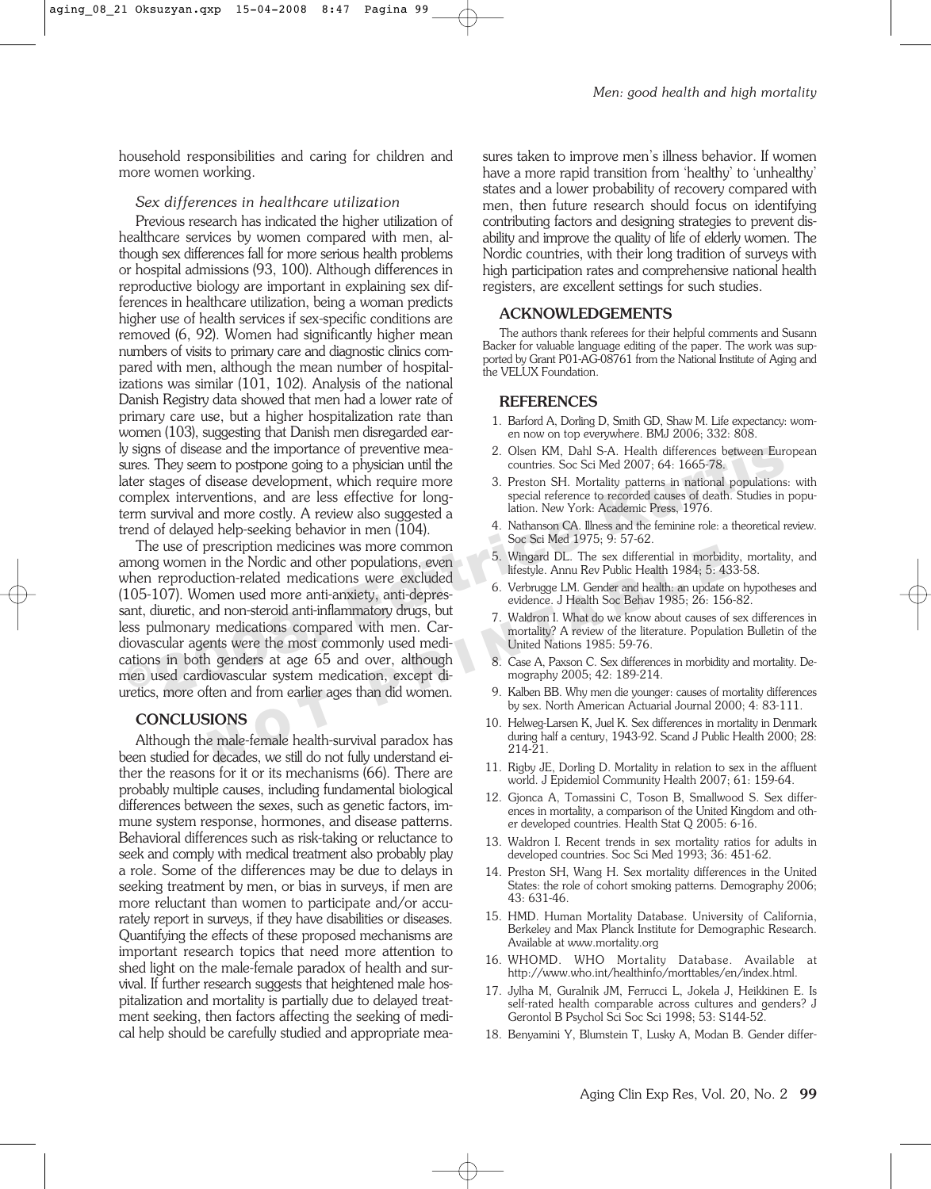household responsibilities and caring for children and more women working.

### *Sex differences in healthcare utilization*

Previous research has indicated the higher utilization of healthcare services by women compared with men, although sex differences fall for more serious health problems or hospital admissions (93, 100). Although differences in reproductive biology are important in explaining sex differences in healthcare utilization, being a woman predicts higher use of health services if sex-specific conditions are removed (6, 92). Women had significantly higher mean numbers of visits to primary care and diagnostic clinics compared with men, although the mean number of hospitalizations was similar (101, 102). Analysis of the national Danish Registry data showed that men had a lower rate of primary care use, but a higher hospitalization rate than women (103), suggesting that Danish men disregarded early signs of disease and the importance of preventive measures. They seem to postpone going to a physician until the later stages of disease development, which require more complex interventions, and are less effective for long-term survival and more costly. A review also suggested a trend of delayed help-seeking behavior in men (104).

The use of prescription medicines was more common among women in the Nordic and other populations, even when reproduction-related medications were excluded (105-107). Women used more anti-anxiety, anti-depressant, diuretic, and non-steroid anti-inflammatory drugs, but less pulmonary medications compared with men. Cardiovascular agents were the most commonly used medications in both genders at age 65 and over, although men used cardiovascular system medication, except diuretics, more often and from earlier ages than did women.

## CONCLUSIONS

Although the male-female health-survival paradox has been studied for decades, we still do not fully understand either the reasons for it or its mechanisms (66). There are probably multiple causes, including fundamental biological differences between the sexes, such as genetic factors, immune system response, hormones, and disease patterns. Behavioral differences such as risk-taking or reluctance to seek and comply with medical treatment also probably play a role. Some of the differences may be due to delays in seeking treatment by men, or bias in surveys, if men are more reluctant than women to participate and/or accurately report in surveys, if they have disabilities or diseases. Quantifying the effects of these proposed mechanisms are important research topics that need more attention to shed light on the male-female paradox of health and survival. If further research suggests that heightened male hospitalization and mortality is partially due to delayed treatment seeking, then factors affecting the seeking of medical help should be carefully studied and appropriate measures taken to improve men's illness behavior. If women have a more rapid transition from 'healthy' to 'unhealthy' states and a lower probability of recovery compared with men, then future research should focus on identifying contributing factors and designing strategies to prevent disability and improve the quality of life of elderly women. The Nordic countries, with their long tradition of surveys with high participation rates and comprehensive national health registers, are excellent settings for such studies.

## ACKNOWLEDGEMENTS

The authors thank referees for their helpful comments and Susann Backer for valuable language editing of the paper. The work was supported by Grant P01-AG-08761 from the National Institute of Aging and the VELUX Foundation.

## REFERENCES

1. Barford A, Dorling D, Smith GD, Shaw M. Life expectancy: women now on top everywhere. BMJ 2006; 332: 808.
2. Olsen KM, Dahl S-A. Health differences between European countries. Soc Sci Med 2007; 64: 1665-78.
3. Preston SH. Mortality patterns in national populations: with special reference to recorded causes of death. Studies in population. New York: Academic Press, 1976.
4. Nathanson CA. Illness and the feminine role: a theoretical review. Soc Sci Med 1975; 9: 57-62.
5. Wingard DL. The sex differential in morbidity, mortality, and lifestyle. Annu Rev Public Health 1984; 5: 433-58.
6. Verbrugge LM. Gender and health: an update on hypotheses and evidence. J Health Soc Behav 1985; 26: 156-82.
7. Waldron I. What do we know about causes of sex differences in mortality? A review of the literature. Population Bulletin of the United Nations 1985: 59-76.
8. Case A, Paxson C. Sex differences in morbidity and mortality. Demography 2005; 42: 189-214.
9. Kalben BB. Why men die younger: causes of mortality differences by sex. North American Actuarial Journal 2000; 4: 83-111.
10. Helweg-Larsen K, Juel K. Sex differences in mortality in Denmark during half a century, 1943-92. Scand J Public Health 2000; 28: 214-21.
11. Rigby JE, Dorling D. Mortality in relation to sex in the affluent world. J Epidemiol Community Health 2007; 61: 159-64.
12. Gjonca A, Tomassini C, Toson B, Smallwood S. Sex differences in mortality, a comparison of the United Kingdom and other developed countries. Health Stat Q 2005: 6-16.
13. Waldron I. Recent trends in sex mortality ratios for adults in developed countries. Soc Sci Med 1993; 36: 451-62.
14. Preston SH, Wang H. Sex mortality differences in the United States: the role of cohort smoking patterns. Demography 2006; 43: 631-46.
15. HMD. Human Mortality Database. University of California, Berkeley and Max Planck Institute for Demographic Research. Available at www.mortality.org
16. WHOMD. WHO Mortality Database. Available at http://www.who.int/healthinfo/morttables/en/index.html.
17. Jylha M, Guralnik JM, Ferrucci L, Jokela J, Heikkinen E. Is self-rated health comparable across cultures and genders? J Gerontol B Psychol Sci Soc Sci 1998; 53: S144-52.
18. Benyamini Y, Blumstein T, Lusky A, Modan B. Gender differ-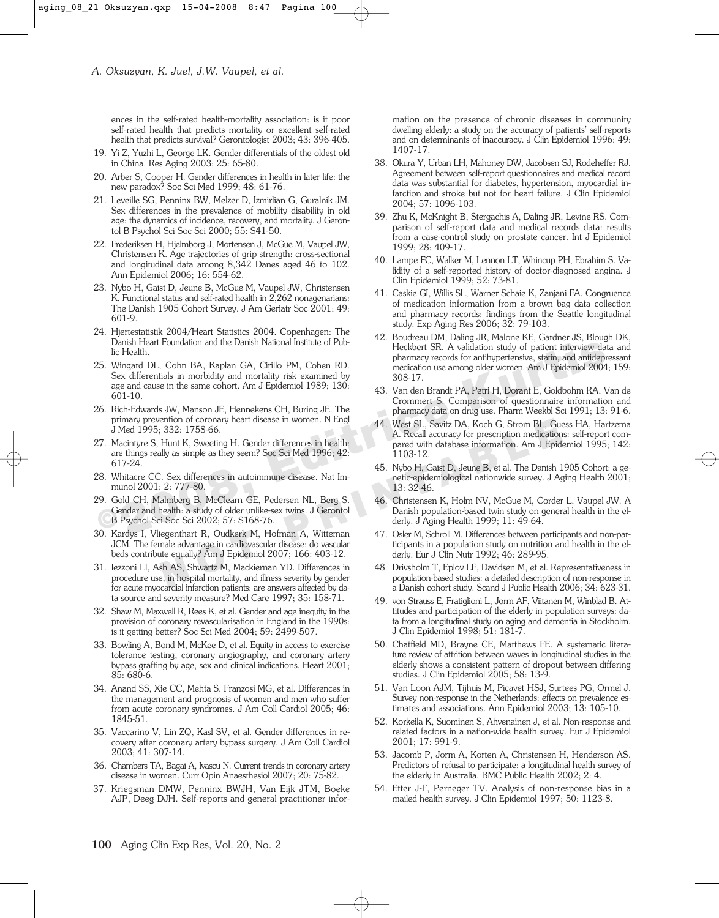ences in the self-rated health-mortality association: is it poor self-rated health that predicts mortality or excellent self-rated health that predicts survival? Gerontologist 2003; 43: 396-405.

19. Yi Z, Yuzhi L, George LK. Gender differentials of the oldest old in China. Res Aging 2003; 25: 65-80.
20. Arber S, Cooper H. Gender differences in health in later life: the new paradox? Soc Sci Med 1999; 48: 61-76.
21. Leveille SG, Penninx BW, Melzer D, Izmirlian G, Guralnik JM. Sex differences in the prevalence of mobility disability in old age: the dynamics of incidence, recovery, and mortality. J Gerontol B Psychol Sci Soc Sci 2000; 55: S41-50.
22. Frederiksen H, Hjelmborg J, Mortensen J, McGue M, Vaupel JW, Christensen K. Age trajectories of grip strength: cross-sectional and longitudinal data among 8,342 Danes aged 46 to 102. Ann Epidemiol 2006; 16: 554-62.
23. Nybo H, Gaist D, Jeune B, McGue M, Vaupel JW, Christensen K. Functional status and self-rated health in 2,262 nonagenarians: The Danish 1905 Cohort Survey. J Am Geriatr Soc 2001; 49: 601-9.
24. Hjertestatistik 2004/Heart Statistics 2004. Copenhagen: The Danish Heart Foundation and the Danish National Institute of Public Health.
25. Wingard DL, Cohn BA, Kaplan GA, Cirillo PM, Cohen RD. Sex differentials in morbidity and mortality risk examined by age and cause in the same cohort. Am J Epidemiol 1989; 130: 601-10.
26. Rich-Edwards JW, Manson JE, Hennekens CH, Buring JE. The primary prevention of coronary heart disease in women. N Engl J Med 1995; 332: 1758-66.
27. Macintyre S, Hunt K, Sweeting H. Gender differences in health: are things really as simple as they seem? Soc Sci Med 1996; 42: 617-24.
28. Whitacre CC. Sex differences in autoimmune disease. Nat Immunol 2001; 2: 777-80.
29. Gold CH, Malmberg B, McClearn GE, Pedersen NL, Berg S. Gender and health: a study of older unlike-sex twins. J Gerontol B Psychol Sci Soc Sci 2002; 57: S168-76.
30. Kardys I, Vliegenthart R, Oudkerk M, Hofman A, Witteman JCM. The female advantage in cardiovascular disease: do vascular beds contribute equally? Am J Epidemiol 2007; 166: 403-12.
31. Iezzoni LI, Ash AS, Shwartz M, Mackiernan YD. Differences in procedure use, in-hospital mortality, and illness severity by gender for acute myocardial infarction patients: are answers affected by data source and severity measure? Med Care 1997; 35: 158-71.
32. Shaw M, Maxwell R, Rees K, et al. Gender and age inequity in the provision of coronary revascularisation in England in the 1990s: is it getting better? Soc Sci Med 2004; 59: 2499-507.
33. Bowling A, Bond M, McKee D, et al. Equity in access to exercise tolerance testing, coronary angiography, and coronary artery bypass grafting by age, sex and clinical indications. Heart 2001; 85: 680-6.
34. Anand SS, Xie CC, Mehta S, Franzosi MG, et al. Differences in the management and prognosis of women and men who suffer from acute coronary syndromes. J Am Coll Cardiol 2005; 46: 1845-51.
35. Vaccarino V, Lin ZQ, Kasl SV, et al. Gender differences in recovery after coronary artery bypass surgery. J Am Coll Cardiol 2003; 41: 307-14.
36. Chambers TA, Bagai A, Ivascu N. Current trends in coronary artery disease in women. Curr Opin Anaesthesiol 2007; 20: 75-82.
37. Kriegsman DMW, Penninx BWJH, Van Eijk JTM, Boeke AJP, Deeg DJH. Self-reports and general practitioner information on the presence of chronic diseases in community dwelling elderly: a study on the accuracy of patients' self-reports and on determinants of inaccuracy. J Clin Epidemiol 1996; 49: 1407-17.
38. Okura Y, Urban LH, Mahoney DW, Jacobsen SJ, Rodeheffer RJ. Agreement between self-report questionnaires and medical record data was substantial for diabetes, hypertension, myocardial infarction and stroke but not for heart failure. J Clin Epidemiol 2004; 57: 1096-103.
39. Zhu K, McKnight B, Stergachis A, Daling JR, Levine RS. Comparison of self-report data and medical records data: results from a case-control study on prostate cancer. Int J Epidemiol 1999; 28: 409-17.
40. Lampe FC, Walker M, Lennon LT, Whincup PH, Ebrahim S. Validity of a self-reported history of doctor-diagnosed angina. J Clin Epidemiol 1999; 52: 73-81.
41. Caskie GI, Willis SL, Warner Schaie K, Zanjani FA. Congruence of medication information from a brown bag data collection and pharmacy records: findings from the Seattle longitudinal study. Exp Aging Res 2006; 32: 79-103.
42. Boudreau DM, Daling JR, Malone KE, Gardner JS, Blough DK, Heckbert SR. A validation study of patient interview data and pharmacy records for antihypertensive, statin, and antidepressant medication use among older women. Am J Epidemiol 2004; 159: 308-17.
43. Van den Brandt PA, Petri H, Dorant E, Goldbohm RA, Van de Crommert S. Comparison of questionnaire information and pharmacy data on drug use. Pharm Weekbl Sci 1991; 13: 91-6.
44. West SL, Savitz DA, Koch G, Strom BL, Guess HA, Hartzema A. Recall accuracy for prescription medications: self-report compared with database information. Am J Epidemiol 1995; 142: 1103-12.
45. Nybo H, Gaist D, Jeune B, et al. The Danish 1905 Cohort: a genetic-epidemiological nationwide survey. J Aging Health 2001; 13: 32-46.
46. Christensen K, Holm NV, McGue M, Corder L, Vaupel JW. A Danish population-based twin study on general health in the elderly. J Aging Health 1999; 11: 49-64.
47. Osler M, Schroll M. Differences between participants and non-participants in a population study on nutrition and health in the elderly. Eur J Clin Nutr 1992; 46: 289-95.
48. Drivsholm T, Eplov LF, Davidsen M, et al. Representativeness in population-based studies: a detailed description of non-response in a Danish cohort study. Scand J Public Health 2006; 34: 623-31.
49. von Strauss E, Fratiglioni L, Jorm AF, Viitanen M, Winblad B. Attitudes and participation of the elderly in population surveys: data from a longitudinal study on aging and dementia in Stockholm. J Clin Epidemiol 1998; 51: 181-7.
50. Chatfield MD, Brayne CE, Matthews FE. A systematic literature review of attrition between waves in longitudinal studies in the elderly shows a consistent pattern of dropout between differing studies. J Clin Epidemiol 2005; 58: 13-9.
51. Van Loon AJM, Tijhuis M, Picavet HSJ, Surtees PG, Ormel J. Survey non-response in the Netherlands: effects on prevalence estimates and associations. Ann Epidemiol 2003; 13: 105-10.
52. Korkeila K, Suominen S, Ahvenainen J, et al. Non-response and related factors in a nation-wide health survey. Eur J Epidemiol 2001; 17: 991-9.
53. Jacomb P, Jorm A, Korten A, Christensen H, Henderson AS. Predictors of refusal to participate: a longitudinal health survey of the elderly in Australia. BMC Public Health 2002; 2: 4.
54. Etter J-F, Perneger TV. Analysis of non-response bias in a mailed health survey. J Clin Epidemiol 1997; 50: 1123-8.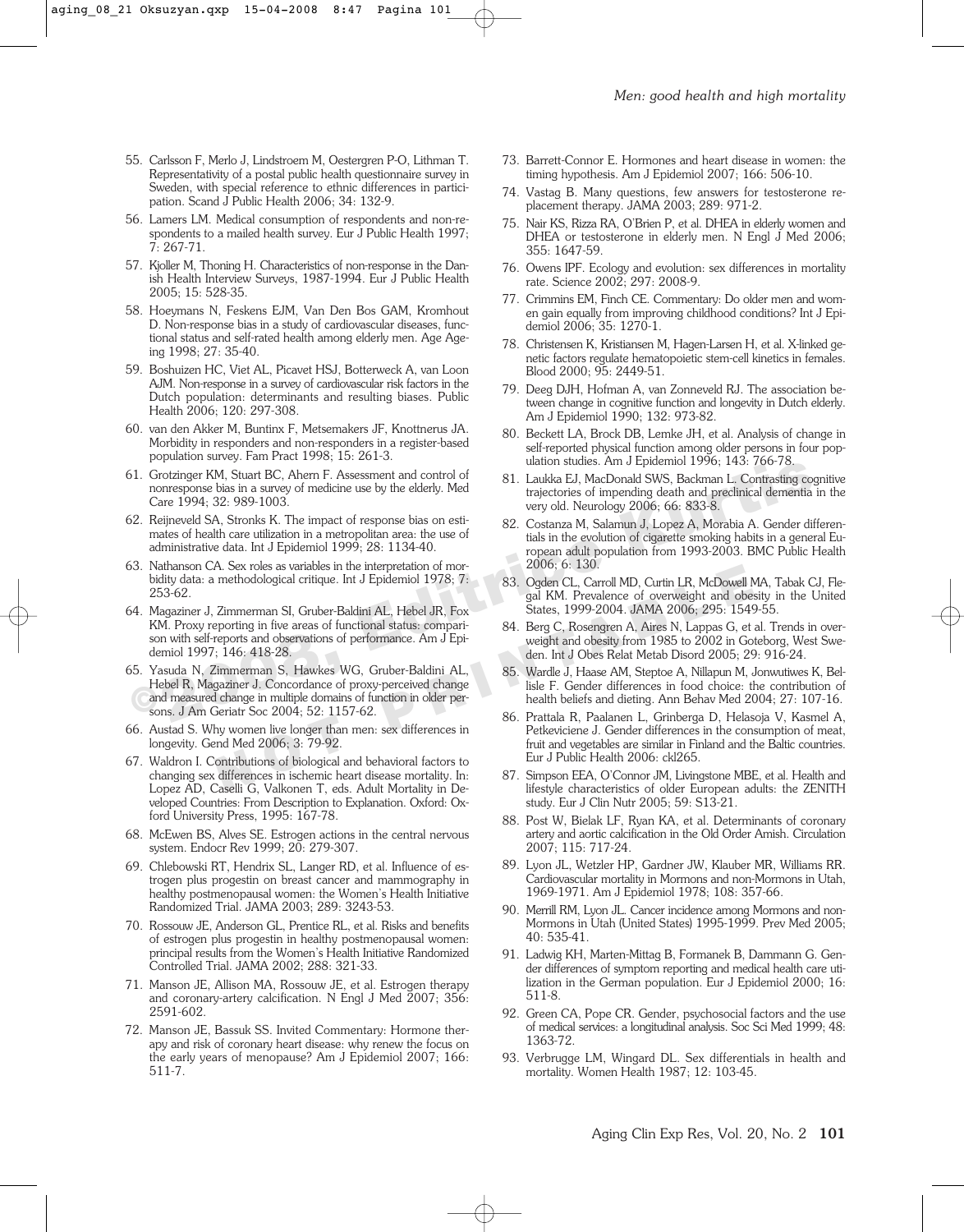55. Carlsson F, Merlo J, Lindstroem M, Oestergren P-O, Lithman T. Representativity of a postal public health questionnaire survey in Sweden, with special reference to ethnic differences in participation. Scand J Public Health 2006; 34: 132-9.
56. Lamers LM. Medical consumption of respondents and non-respondents to a mailed health survey. Eur J Public Health 1997; 7: 267-71.
57. Kjoller M, Thoning H. Characteristics of non-response in the Danish Health Interview Surveys, 1987-1994. Eur J Public Health 2005; 15: 528-35.
58. Hoeymans N, Feskens EJM, Van Den Bos GAM, Kromhout D. Non-response bias in a study of cardiovascular diseases, functional status and self-rated health among elderly men. Age Ageing 1998; 27: 35-40.
59. Boshuizen HC, Viet AL, Picavet HSJ, Botterweck A, van Loon AJM. Non-response in a survey of cardiovascular risk factors in the Dutch population: determinants and resulting biases. Public Health 2006; 120: 297-308.
60. van den Akker M, Buntinx F, Metsemakers JF, Knottnerus JA. Morbidity in responders and non-responders in a register-based population survey. Fam Pract 1998; 15: 261-3.
61. Grotzinger KM, Stuart BC, Ahern F. Assessment and control of nonresponse bias in a survey of medicine use by the elderly. Med Care 1994; 32: 989-1003.
62. Reijneveld SA, Stronks K. The impact of response bias on estimates of health care utilization in a metropolitan area: the use of administrative data. Int J Epidemiol 1999; 28: 1134-40.
63. Nathanson CA. Sex roles as variables in the interpretation of morbidity data: a methodological critique. Int J Epidemiol 1978; 7: 253-62.
64. Magaziner J, Zimmerman SI, Gruber-Baldini AL, Hebel JR, Fox KM. Proxy reporting in five areas of functional status: comparison with self-reports and observations of performance. Am J Epidemiol 1997; 146: 418-28.
65. Yasuda N, Zimmerman S, Hawkes WG, Gruber-Baldini AL, Hebel R, Magaziner J. Concordance of proxy-perceived change and measured change in multiple domains of function in older persons. J Am Geriatr Soc 2004; 52: 1157-62.
66. Austad S. Why women live longer than men: sex differences in longevity. Gend Med 2006; 3: 79-92.
67. Waldron I. Contributions of biological and behavioral factors to changing sex differences in ischemic heart disease mortality. In: Lopez AD, Caselli G, Valkonen T, eds. Adult Mortality in Developed Countries: From Description to Explanation. Oxford: Oxford University Press, 1995: 167-78.
68. McEwen BS, Alves SE. Estrogen actions in the central nervous system. Endocr Rev 1999; 20: 279-307.
69. Chlebowski RT, Hendrix SL, Langer RD, et al. Influence of estrogen plus progestin on breast cancer and mammography in healthy postmenopausal women: the Women's Health Initiative Randomized Trial. JAMA 2003; 289: 3243-53.
70. Rossouw JE, Anderson GL, Prentice RL, et al. Risks and benefits of estrogen plus progestin in healthy postmenopausal women: principal results from the Women's Health Initiative Randomized Controlled Trial. JAMA 2002; 288: 321-33.
71. Manson JE, Allison MA, Rossouw JE, et al. Estrogen therapy and coronary-artery calcification. N Engl J Med 2007; 356: 2591-602.
72. Manson JE, Bassuk SS. Invited Commentary: Hormone therapy and risk of coronary heart disease: why renew the focus on the early years of menopause? Am J Epidemiol 2007; 166: 511-7.
73. Barrett-Connor E. Hormones and heart disease in women: the timing hypothesis. Am J Epidemiol 2007; 166: 506-10.
74. Vastag B. Many questions, few answers for testosterone replacement therapy. JAMA 2003; 289: 971-2.
75. Nair KS, Rizza RA, O'Brien P, et al. DHEA in elderly women and DHEA or testosterone in elderly men. N Engl J Med 2006; 355: 1647-59.
76. Owens IPF. Ecology and evolution: sex differences in mortality rate. Science 2002; 297: 2008-9.
77. Crimmins EM, Finch CE. Commentary: Do older men and women gain equally from improving childhood conditions? Int J Epidemiol 2006; 35: 1270-1.
78. Christensen K, Kristiansen M, Hagen-Larsen H, et al. X-linked genetic factors regulate hematopoietic stem-cell kinetics in females. Blood 2000; 95: 2449-51.
79. Deeg DJH, Hofman A, van Zonneveld RJ. The association between change in cognitive function and longevity in Dutch elderly. Am J Epidemiol 1990; 132: 973-82.
80. Beckett LA, Brock DB, Lemke JH, et al. Analysis of change in self-reported physical function among older persons in four population studies. Am J Epidemiol 1996; 143: 766-78.
81. Laukka EJ, MacDonald SWS, Backman L. Contrasting cognitive trajectories of impending death and preclinical dementia in the very old. Neurology 2006; 66: 833-8.
82. Costanza M, Salamun J, Lopez A, Morabia A. Gender differentials in the evolution of cigarette smoking habits in a general European adult population from 1993-2003. BMC Public Health 2006; 6: 130.
83. Ogden CL, Carroll MD, Curtin LR, McDowell MA, Tabak CJ, Flegal KM. Prevalence of overweight and obesity in the United States, 1999-2004. JAMA 2006; 295: 1549-55.
84. Berg C, Rosengren A, Aires N, Lappas G, et al. Trends in overweight and obesity from 1985 to 2002 in Goteborg, West Sweden. Int J Obes Relat Metab Disord 2005; 29: 916-24.
85. Wardle J, Haase AM, Steptoe A, Nillapun M, Jonwutiwes K, Bellisle F. Gender differences in food choice: the contribution of health beliefs and dieting. Ann Behav Med 2004; 27: 107-16.
86. Prattala R, Paalanen L, Grinberga D, Helasoja V, Kasmel A, Petkeviciene J. Gender differences in the consumption of meat, fruit and vegetables are similar in Finland and the Baltic countries. Eur J Public Health 2006: ckl265.
87. Simpson EEA, O'Connor JM, Livingstone MBE, et al. Health and lifestyle characteristics of older European adults: the ZENITH study. Eur J Clin Nutr 2005; 59: S13-21.
88. Post W, Bielak LF, Ryan KA, et al. Determinants of coronary artery and aortic calcification in the Old Order Amish. Circulation 2007; 115: 717-24.
89. Lyon JL, Wetzler HP, Gardner JW, Klauber MR, Williams RR. Cardiovascular mortality in Mormons and non-Mormons in Utah, 1969-1971. Am J Epidemiol 1978; 108: 357-66.
90. Merrill RM, Lyon JL. Cancer incidence among Mormons and non-Mormons in Utah (United States) 1995-1999. Prev Med 2005; 40: 535-41.
91. Ladwig KH, Marten-Mittag B, Formanek B, Dammann G. Gender differences of symptom reporting and medical health care utilization in the German population. Eur J Epidemiol 2000; 16: 511-8.
92. Green CA, Pope CR. Gender, psychosocial factors and the use of medical services: a longitudinal analysis. Soc Sci Med 1999; 48: 1363-72.
93. Verbrugge LM, Wingard DL. Sex differentials in health and mortality. Women Health 1987; 12: 103-45.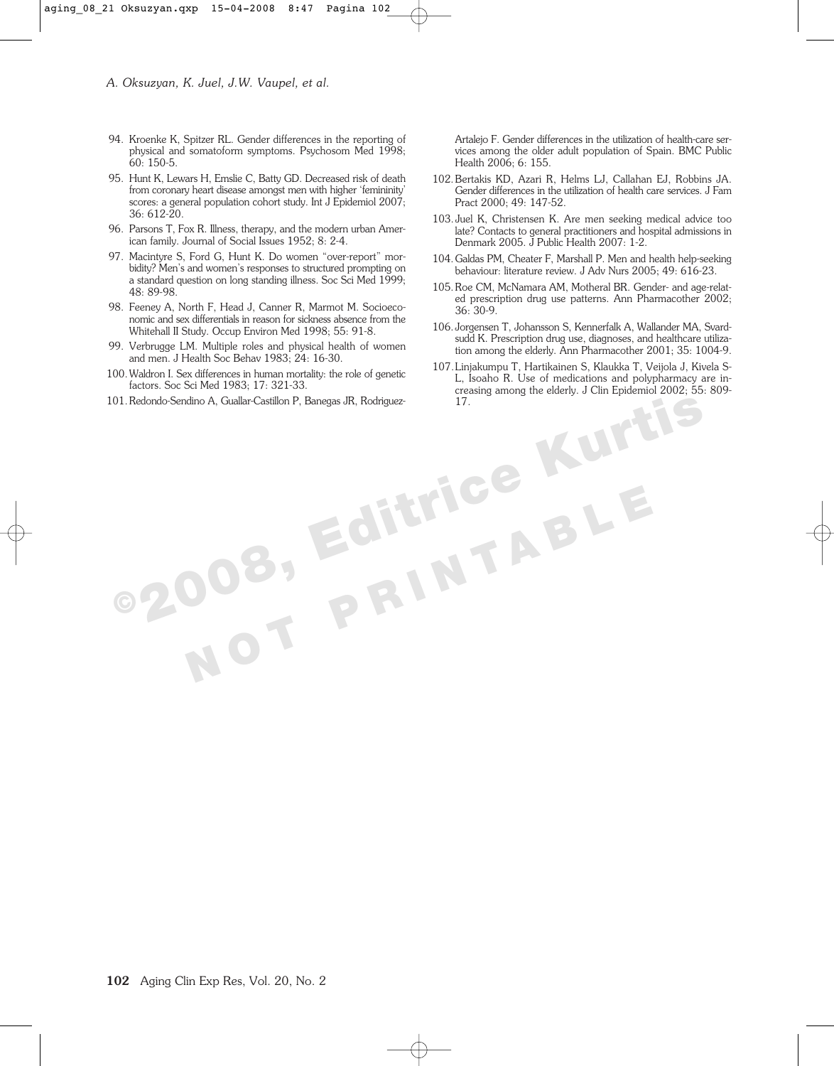94. Kroenke K, Spitzer RL. Gender differences in the reporting of physical and somatoform symptoms. Psychosom Med 1998; 60: 150-5.
95. Hunt K, Lewars H, Emslie C, Batty GD. Decreased risk of death from coronary heart disease amongst men with higher 'femininity' scores: a general population cohort study. Int J Epidemiol 2007; 36: 612-20.
96. Parsons T, Fox R. Illness, therapy, and the modern urban American family. Journal of Social Issues 1952; 8: 2-4.
97. Macintyre S, Ford G, Hunt K. Do women "over-report" morbidity? Men's and women's responses to structured prompting on a standard question on long standing illness. Soc Sci Med 1999; 48: 89-98.
98. Feeney A, North F, Head J, Canner R, Marmot M. Socioeconomic and sex differentials in reason for sickness absence from the Whitehall II Study. Occup Environ Med 1998; 55: 91-8.
99. Verbrugge LM. Multiple roles and physical health of women and men. J Health Soc Behav 1983; 24: 16-30.
100. Waldron I. Sex differences in human mortality: the role of genetic factors. Soc Sci Med 1983; 17: 321-33.
101. Redondo-Sendino A, Guallar-Castillon P, Banegas JR, Rodriguez-Artalejo F. Gender differences in the utilization of health-care services among the older adult population of Spain. BMC Public Health 2006; 6: 155.
102. Bertakis KD, Azari R, Helms LJ, Callahan EJ, Robbins JA. Gender differences in the utilization of health care services. J Fam Pract 2000; 49: 147-52.
103. Juel K, Christensen K. Are men seeking medical advice too late? Contacts to general practitioners and hospital admissions in Denmark 2005. J Public Health 2007: 1-2.
104. Galdas PM, Cheater F, Marshall P. Men and health help-seeking behaviour: literature review. J Adv Nurs 2005; 49: 616-23.
105. Roe CM, McNamara AM, Motheral BR. Gender- and age-related prescription drug use patterns. Ann Pharmacother 2002; 36: 30-9.
106. Jorgensen T, Johansson S, Kennerfalk A, Wallander MA, Svardsudd K. Prescription drug use, diagnoses, and healthcare utilization among the elderly. Ann Pharmacother 2001; 35: 1004-9.
107. Linjakumpu T, Hartikainen S, Klaukka T, Veijola J, Kivela S-L, Isoaho R. Use of medications and polypharmacy are increasing among the elderly. J Clin Epidemiol 2002; 55: 809-17.